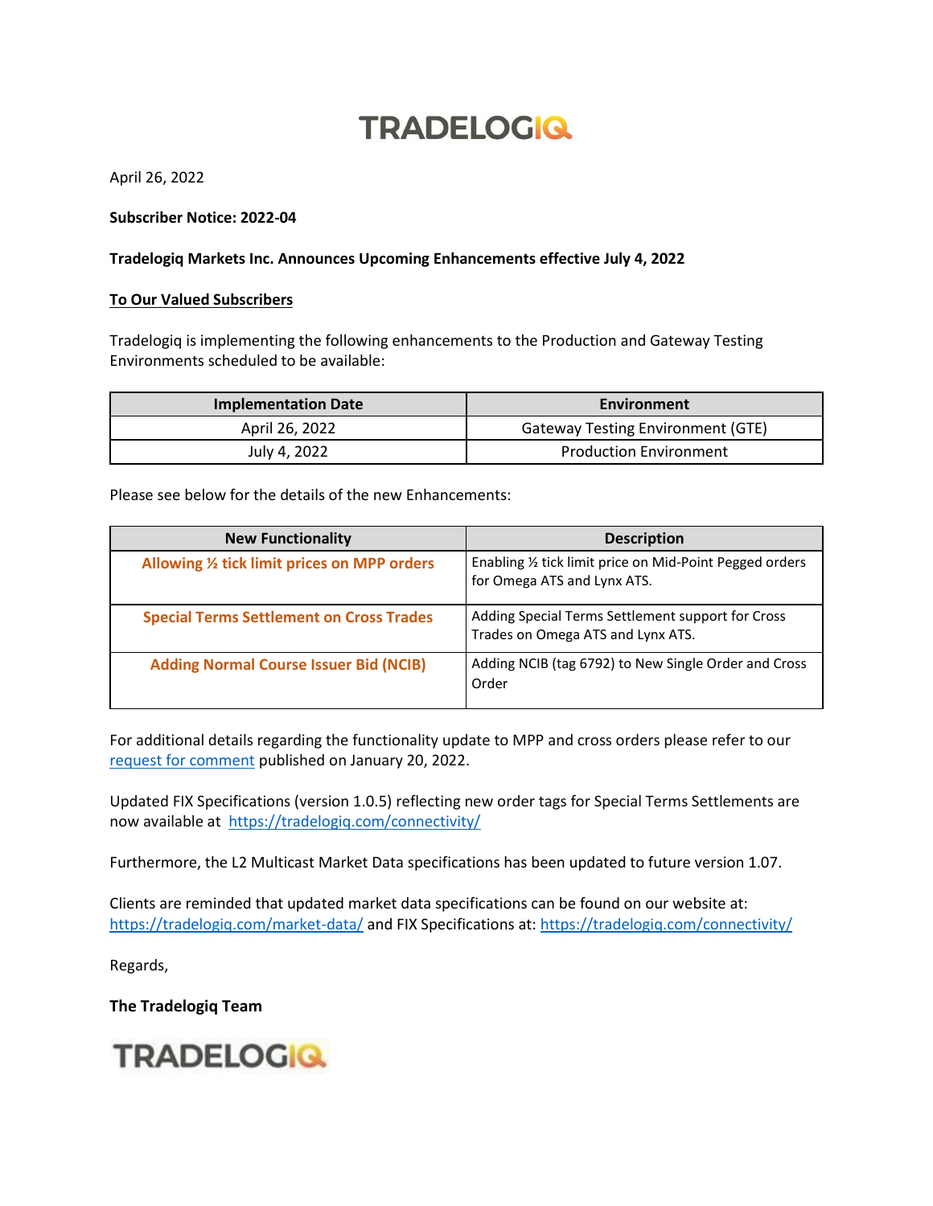# TRADELOGIQ

April 26, 2022

**Subscriber Notice: 2022-04**

**Tradelogiq Markets Inc. Announces Upcoming Enhancements effective July 4, 2022**

**To Our Valued Subscribers**

Tradelogiq is implementing the following enhancements to the Production and Gateway Testing Environments scheduled to be available:

| Implementation Date | Environment |
|---|---|
| April 26, 2022 | Gateway Testing Environment (GTE) |
| July 4, 2022 | Production Environment |

Please see below for the details of the new Enhancements:

| New Functionality | Description |
|---|---|
| **Allowing ½ tick limit prices on MPP orders** | Enabling ½ tick limit price on Mid-Point Pegged orders for Omega ATS and Lynx ATS. |
| **Special Terms Settlement on Cross Trades** | Adding Special Terms Settlement support for Cross Trades on Omega ATS and Lynx ATS. |
| **Adding Normal Course Issuer Bid (NCIB)** | Adding NCIB (tag 6792) to New Single Order and Cross Order |

For additional details regarding the functionality update to MPP and cross orders please refer to our request for comment published on January 20, 2022.

Updated FIX Specifications (version 1.0.5) reflecting new order tags for Special Terms Settlements are now available at https://tradelogiq.com/connectivity/

Furthermore, the L2 Multicast Market Data specifications has been updated to future version 1.07.

Clients are reminded that updated market data specifications can be found on our website at: https://tradelogiq.com/market-data/ and FIX Specifications at: https://tradelogiq.com/connectivity/

Regards,

**The Tradelogiq Team**

TRADELOGIQ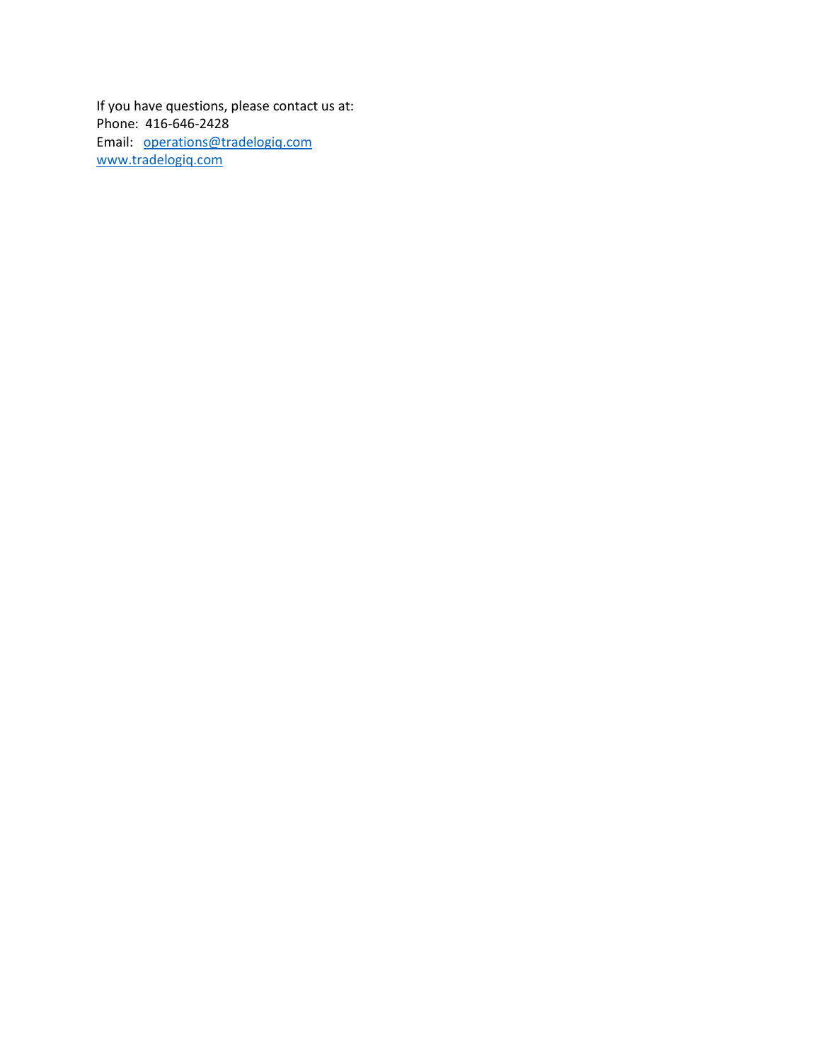If you have questions, please contact us at:
Phone: 416-646-2428
Email: operations@tradelogiq.com
www.tradelogiq.com